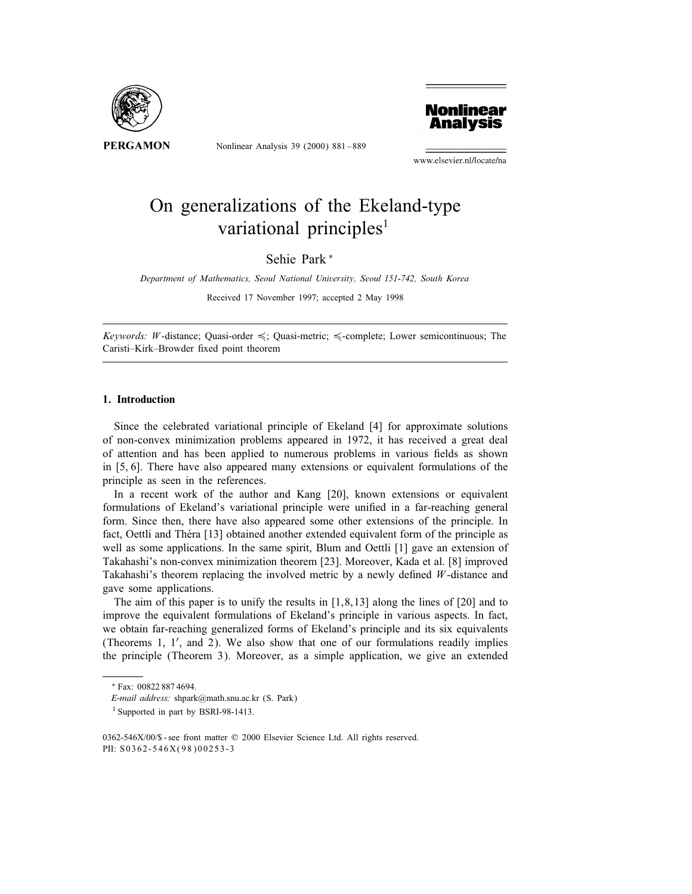# On generalizations of the Ekeland-type variational principles[1]

Sehie Park *

*Department of Mathematics, Seoul National University, Seoul 151-742, South Korea*

Received 17 November 1997; accepted 2 May 1998

*Keywords:* $W$-distance; Quasi-order $\preccurlyeq$; Quasi-metric; $\preccurlyeq$-complete; Lower semicontinuous; The Caristi–Kirk–Browder fixed point theorem

## 1. Introduction

Since the celebrated variational principle of Ekeland [4] for approximate solutions of non-convex minimization problems appeared in 1972, it has received a great deal of attention and has been applied to numerous problems in various fields as shown in [5, 6]. There have also appeared many extensions or equivalent formulations of the principle as seen in the references.

In a recent work of the author and Kang [20], known extensions or equivalent formulations of Ekeland's variational principle were unified in a far-reaching general form. Since then, there have also appeared some other extensions of the principle. In fact, Oettli and Théra [13] obtained another extended equivalent form of the principle as well as some applications. In the same spirit, Blum and Oettli [1] gave an extension of Takahashi's non-convex minimization theorem [23]. Moreover, Kada et al. [8] improved Takahashi's theorem replacing the involved metric by a newly defined $W$-distance and gave some applications.

The aim of this paper is to unify the results in [1,8,13] along the lines of [20] and to improve the equivalent formulations of Ekeland's principle in various aspects. In fact, we obtain far-reaching generalized forms of Ekeland's principle and its six equivalents (Theorems 1, 1′, and 2). We also show that one of our formulations readily implies the principle (Theorem 3). Moreover, as a simple application, we give an extended

---

* Fax: 00822 887 4694.

*E-mail address:* shpark@math.snu.ac.kr (S. Park)

[1] Supported in part by BSRI-98-1413.

0362-546X/00/$ - see front matter © 2000 Elsevier Science Ltd. All rights reserved.
PII: S0362-546X(98)00253-3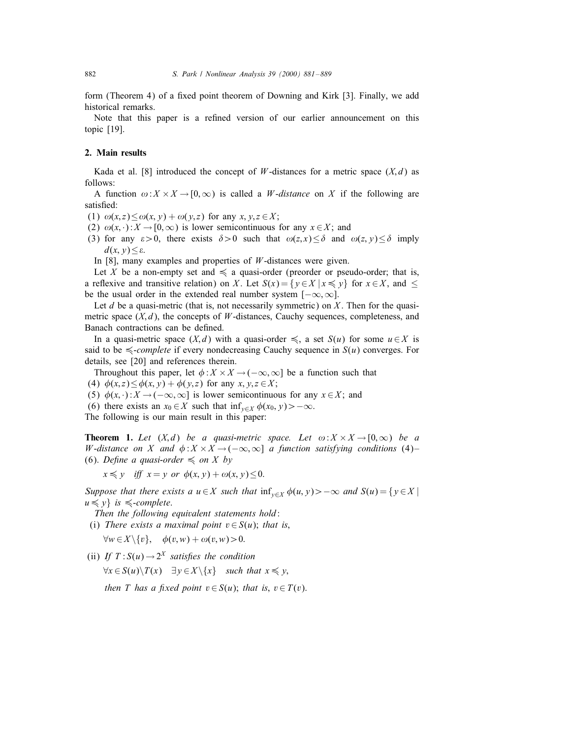form (Theorem 4) of a fixed point theorem of Downing and Kirk [3]. Finally, we add historical remarks.

Note that this paper is a refined version of our earlier announcement on this topic [19].

## 2. Main results

Kada et al. [8] introduced the concept of $W$-distances for a metric space $(X,d)$ as follows:

A function $\omega : X \times X \to [0,\infty)$ is called a *$W$-distance* on $X$ if the following are satisfied:

(1) $\omega(x,z) \le \omega(x,y) + \omega(y,z)$ for any $x,y,z \in X$;

(2) $\omega(x,\cdot) : X \to [0,\infty)$ is lower semicontinuous for any $x \in X$; and

(3) for any $\varepsilon > 0$, there exists $\delta > 0$ such that $\omega(z,x) \le \delta$ and $\omega(z,y) \le \delta$ imply $d(x,y) \le \varepsilon$.

In [8], many examples and properties of $W$-distances were given.

Let $X$ be a non-empty set and $\preccurlyeq$ a quasi-order (preorder or pseudo-order; that is, a reflexive and transitive relation) on $X$. Let $S(x) = \{y \in X \mid x \preccurlyeq y\}$ for $x \in X$, and $\le$ be the usual order in the extended real number system $[-\infty,\infty]$.

Let $d$ be a quasi-metric (that is, not necessarily symmetric) on $X$. Then for the quasi-metric space $(X,d)$, the concepts of $W$-distances, Cauchy sequences, completeness, and Banach contractions can be defined.

In a quasi-metric space $(X,d)$ with a quasi-order $\preccurlyeq$, a set $S(u)$ for some $u \in X$ is said to be *$\preccurlyeq$-complete* if every nondecreasing Cauchy sequence in $S(u)$ converges. For details, see [20] and references therein.

Throughout this paper, let $\phi : X \times X \to (-\infty,\infty]$ be a function such that

(4) $\phi(x,z) \le \phi(x,y) + \phi(y,z)$ for any $x,y,z \in X$;

(5) $\phi(x,\cdot) : X \to (-\infty,\infty]$ is lower semicontinuous for any $x \in X$; and

(6) there exists an $x_0 \in X$ such that $\inf_{y\in X} \phi(x_0,y) > -\infty$.

The following is our main result in this paper:

**Theorem 1.** *Let $(X,d)$ be a quasi-metric space. Let $\omega : X \times X \to [0,\infty)$ be a $W$-distance on $X$ and $\phi : X \times X \to (-\infty,\infty]$ a function satisfying conditions* (4)–(6). *Define a quasi-order $\preccurlyeq$ on $X$ by*

$$x \preccurlyeq y \quad \text{iff } x = y \text{ or } \phi(x,y) + \omega(x,y) \le 0.$$

*Suppose that there exists a $u \in X$ such that $\inf_{y\in X} \phi(u,y) > -\infty$ and $S(u) = \{y \in X \mid u \preccurlyeq y\}$ is $\preccurlyeq$-complete.*

*Then the following equivalent statements hold*:

(i) *There exists a maximal point $v \in S(u)$; that is,*

$$\forall w \in X \backslash \{v\}, \quad \phi(v,w) + \omega(v,w) > 0.$$

(ii) *If $T : S(u) \to 2^X$ satisfies the condition*

$$\forall x \in S(u) \backslash T(x) \quad \exists y \in X \backslash \{x\} \quad \text{such that } x \preccurlyeq y,$$

*then $T$ has a fixed point $v \in S(u)$; that is, $v \in T(v)$.*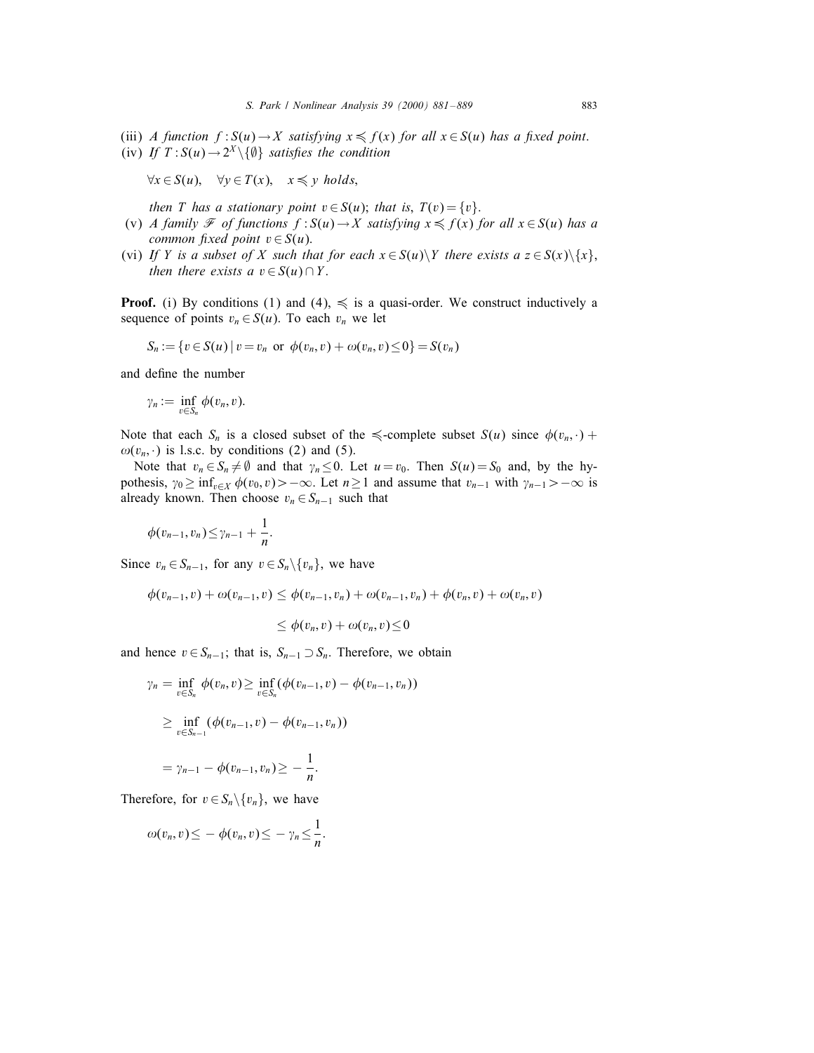(iii) *A function* $f: S(u) \to X$ *satisfying* $x \preccurlyeq f(x)$ *for all* $x \in S(u)$ *has a fixed point.*

(iv) *If* $T: S(u) \to 2^X \setminus \{\emptyset\}$ *satisfies the condition*

$$\forall x \in S(u), \quad \forall y \in T(x), \quad x \preccurlyeq y \text{ holds,}$$

*then* $T$ *has a stationary point* $v \in S(u)$; *that is,* $T(v) = \{v\}$.

(v) *A family* $\mathscr{F}$ *of functions* $f: S(u) \to X$ *satisfying* $x \preccurlyeq f(x)$ *for all* $x \in S(u)$ *has a common fixed point* $v \in S(u)$.

(vi) *If* $Y$ *is a subset of* $X$ *such that for each* $x \in S(u) \setminus Y$ *there exists a* $z \in S(x) \setminus \{x\}$, *then there exists a* $v \in S(u) \cap Y$.

**Proof.** (i) By conditions (1) and (4), $\preccurlyeq$ is a quasi-order. We construct inductively a sequence of points $v_n \in S(u)$. To each $v_n$ we let

$$S_n := \{v \in S(u) \mid v = v_n \text{ or } \phi(v_n, v) + \omega(v_n, v) \leq 0\} = S(v_n)$$

and define the number

$$\gamma_n := \inf_{v \in S_n} \phi(v_n, v).$$

Note that each $S_n$ is a closed subset of the $\preccurlyeq$-complete subset $S(u)$ since $\phi(v_n, \cdot) + \omega(v_n, \cdot)$ is l.s.c. by conditions (2) and (5).

Note that $v_n \in S_n \neq \emptyset$ and that $\gamma_n \leq 0$. Let $u = v_0$. Then $S(u) = S_0$ and, by the hypothesis, $\gamma_0 \geq \inf_{v \in X} \phi(v_0, v) > -\infty$. Let $n \geq 1$ and assume that $v_{n-1}$ with $\gamma_{n-1} > -\infty$ is already known. Then choose $v_n \in S_{n-1}$ such that

$$\phi(v_{n-1}, v_n) \leq \gamma_{n-1} + \frac{1}{n}.$$

Since $v_n \in S_{n-1}$, for any $v \in S_n \setminus \{v_n\}$, we have

$$\begin{aligned}
\phi(v_{n-1}, v) + \omega(v_{n-1}, v) &\leq \phi(v_{n-1}, v_n) + \omega(v_{n-1}, v_n) + \phi(v_n, v) + \omega(v_n, v) \\
&\leq \phi(v_n, v) + \omega(v_n, v) \leq 0
\end{aligned}$$

and hence $v \in S_{n-1}$; that is, $S_{n-1} \supset S_n$. Therefore, we obtain

$$\begin{aligned}
\gamma_n &= \inf_{v \in S_n} \phi(v_n, v) \geq \inf_{v \in S_n} (\phi(v_{n-1}, v) - \phi(v_{n-1}, v_n)) \\
&\geq \inf_{v \in S_{n-1}} (\phi(v_{n-1}, v) - \phi(v_{n-1}, v_n)) \\
&= \gamma_{n-1} - \phi(v_{n-1}, v_n) \geq -\frac{1}{n}.
\end{aligned}$$

Therefore, for $v \in S_n \setminus \{v_n\}$, we have

$$\omega(v_n, v) \leq -\phi(v_n, v) \leq -\gamma_n \leq \frac{1}{n}.$$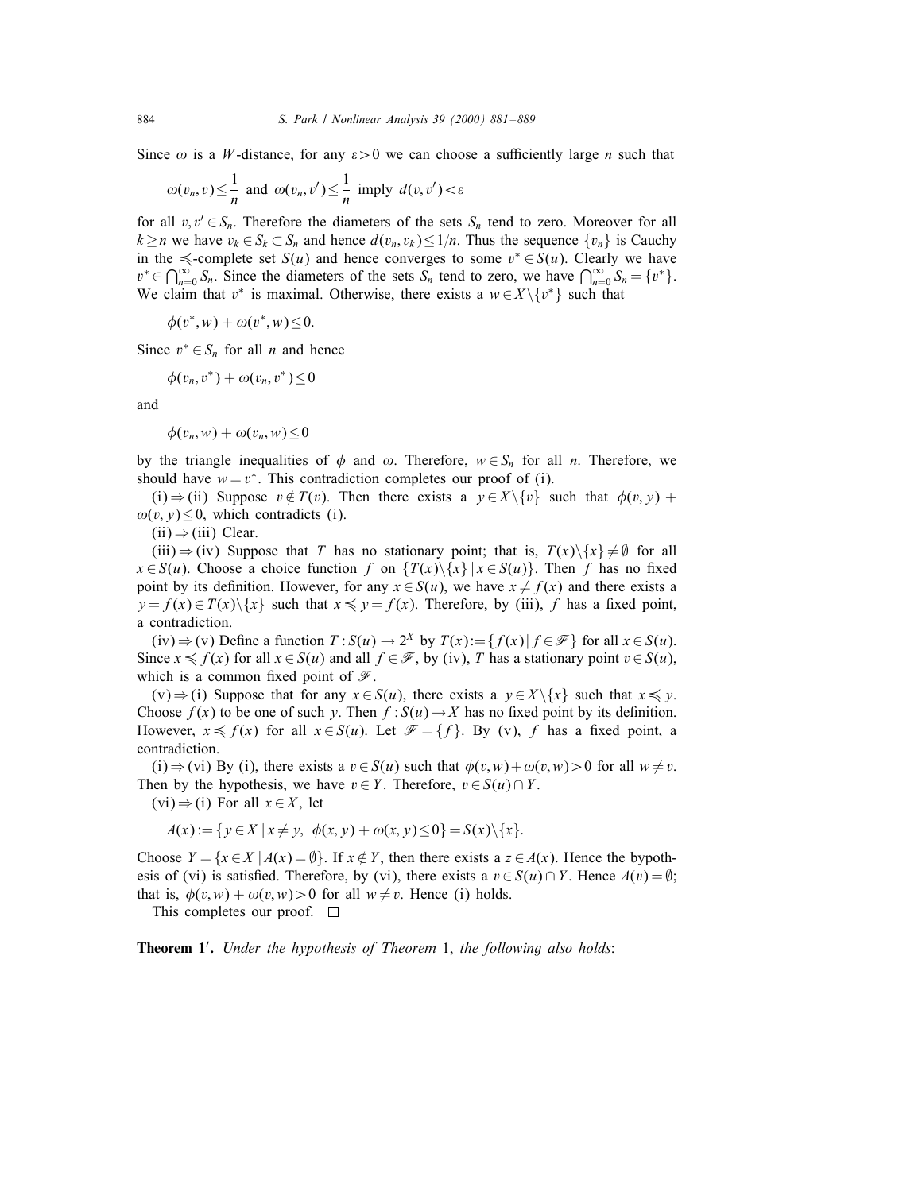Since $\omega$ is a $W$-distance, for any $\varepsilon > 0$ we can choose a sufficiently large $n$ such that

$$\omega(v_n, v) \le \frac{1}{n} \text{ and } \omega(v_n, v') \le \frac{1}{n} \text{ imply } d(v, v') < \varepsilon$$

for all $v, v' \in S_n$. Therefore the diameters of the sets $S_n$ tend to zero. Moreover for all $k \ge n$ we have $v_k \in S_k \subset S_n$ and hence $d(v_n, v_k) \le 1/n$. Thus the sequence $\{v_n\}$ is Cauchy in the $\preccurlyeq$-complete set $S(u)$ and hence converges to some $v^* \in S(u)$. Clearly we have $v^* \in \bigcap_{n=0}^{\infty} S_n$. Since the diameters of the sets $S_n$ tend to zero, we have $\bigcap_{n=0}^{\infty} S_n = \{v^*\}$. We claim that $v^*$ is maximal. Otherwise, there exists a $w \in X \setminus \{v^*\}$ such that

$$\phi(v^*, w) + \omega(v^*, w) \le 0.$$

Since $v^* \in S_n$ for all $n$ and hence

$$\phi(v_n, v^*) + \omega(v_n, v^*) \le 0$$

and

$$\phi(v_n, w) + \omega(v_n, w) \le 0$$

by the triangle inequalities of $\phi$ and $\omega$. Therefore, $w \in S_n$ for all $n$. Therefore, we should have $w = v^*$. This contradiction completes our proof of (i).

(i) $\Rightarrow$ (ii) Suppose $v \notin T(v)$. Then there exists a $y \in X \setminus \{v\}$ such that $\phi(v, y) + \omega(v, y) \le 0$, which contradicts (i).

(ii) $\Rightarrow$ (iii) Clear.

(iii) $\Rightarrow$ (iv) Suppose that $T$ has no stationary point; that is, $T(x) \setminus \{x\} \ne \emptyset$ for all $x \in S(u)$. Choose a choice function $f$ on $\{T(x) \setminus \{x\} \mid x \in S(u)\}$. Then $f$ has no fixed point by its definition. However, for any $x \in S(u)$, we have $x \ne f(x)$ and there exists a $y = f(x) \in T(x) \setminus \{x\}$ such that $x \preccurlyeq y = f(x)$. Therefore, by (iii), $f$ has a fixed point, a contradiction.

(iv) $\Rightarrow$ (v) Define a function $T : S(u) \to 2^X$ by $T(x) := \{f(x) \mid f \in \mathscr{F}\}$ for all $x \in S(u)$. Since $x \preccurlyeq f(x)$ for all $x \in S(u)$ and all $f \in \mathscr{F}$, by (iv), $T$ has a stationary point $v \in S(u)$, which is a common fixed point of $\mathscr{F}$.

(v) $\Rightarrow$ (i) Suppose that for any $x \in S(u)$, there exists a $y \in X \setminus \{x\}$ such that $x \preccurlyeq y$. Choose $f(x)$ to be one of such $y$. Then $f : S(u) \to X$ has no fixed point by its definition. However, $x \preccurlyeq f(x)$ for all $x \in S(u)$. Let $\mathscr{F} = \{f\}$. By (v), $f$ has a fixed point, a contradiction.

(i) $\Rightarrow$ (vi) By (i), there exists a $v \in S(u)$ such that $\phi(v, w) + \omega(v, w) > 0$ for all $w \ne v$. Then by the hypothesis, we have $v \in Y$. Therefore, $v \in S(u) \cap Y$.

(vi) $\Rightarrow$ (i) For all $x \in X$, let

$$A(x) := \{y \in X \mid x \ne y,\ \phi(x, y) + \omega(x, y) \le 0\} = S(x) \setminus \{x\}.$$

Choose $Y = \{x \in X \mid A(x) = \emptyset\}$. If $x \notin Y$, then there exists a $z \in A(x)$. Hence the bypothesis of (vi) is satisfied. Therefore, by (vi), there exists a $v \in S(u) \cap Y$. Hence $A(v) = \emptyset$; that is, $\phi(v, w) + \omega(v, w) > 0$ for all $w \ne v$. Hence (i) holds.

This completes our proof. $\square$

**Theorem 1′.** *Under the hypothesis of Theorem* 1, *the following also holds*: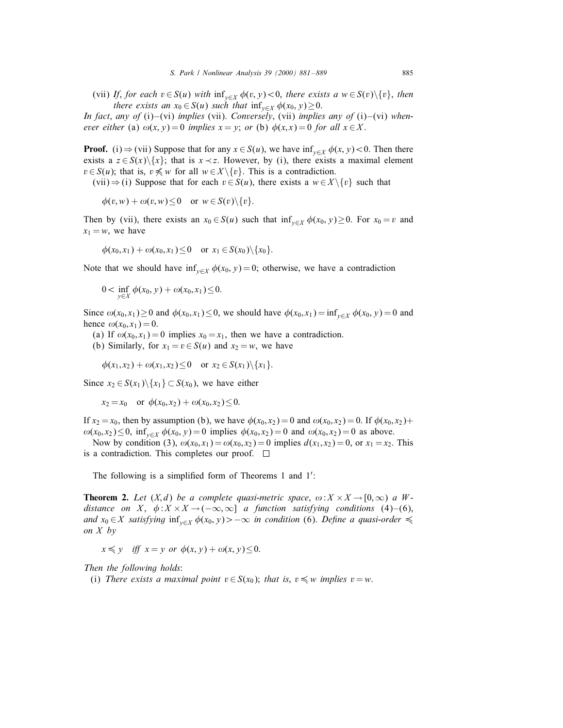(vii) *If, for each* $v \in S(u)$ *with* $\inf_{y\in X} \phi(v,y) < 0$, *there exists a* $w \in S(v)\backslash\{v\}$, *then there exists an* $x_0 \in S(u)$ *such that* $\inf_{y\in X} \phi(x_0, y) \geq 0$.

*In fact, any of* (i)–(vi) *implies* (vii). *Conversely,* (vii) *implies any of* (i)–(vi) *whenever either* (a) $\omega(x,y) = 0$ *implies* $x = y$; *or* (b) $\phi(x,x) = 0$ *for all* $x \in X$.

**Proof.** (i) $\Rightarrow$ (vii) Suppose that for any $x \in S(u)$, we have $\inf_{y\in X} \phi(x,y) < 0$. Then there exists a $z \in S(x)\backslash\{x\}$; that is $x \prec z$. However, by (i), there exists a maximal element $v \in S(u)$; that is, $v \not\preccurlyeq w$ for all $w \in X\backslash\{v\}$. This is a contradiction.

(vii) $\Rightarrow$ (i) Suppose that for each $v \in S(u)$, there exists a $w \in X\backslash\{v\}$ such that

$$\phi(v,w) + \omega(v,w) \leq 0 \quad \text{or } w \in S(v)\backslash\{v\}.$$

Then by (vii), there exists an $x_0 \in S(u)$ such that $\inf_{y\in X} \phi(x_0, y) \geq 0$. For $x_0 = v$ and $x_1 = w$, we have

$$\phi(x_0,x_1) + \omega(x_0,x_1) \leq 0 \quad \text{or } x_1 \in S(x_0)\backslash\{x_0\}.$$

Note that we should have $\inf_{y\in X} \phi(x_0,y) = 0$; otherwise, we have a contradiction

$$0 < \inf_{y\in X} \phi(x_0,y) + \omega(x_0,x_1) \leq 0.$$

Since $\omega(x_0,x_1) \geq 0$ and $\phi(x_0,x_1) \leq 0$, we should have $\phi(x_0,x_1) = \inf_{y\in X} \phi(x_0,y) = 0$ and hence $\omega(x_0,x_1) = 0$.

(a) If $\omega(x_0,x_1) = 0$ implies $x_0 = x_1$, then we have a contradiction.

(b) Similarly, for $x_1 = v \in S(u)$ and $x_2 = w$, we have

$$\phi(x_1,x_2) + \omega(x_1,x_2) \leq 0 \quad \text{or } x_2 \in S(x_1)\backslash\{x_1\}.$$

Since $x_2 \in S(x_1)\backslash\{x_1\} \subset S(x_0)$, we have either

$$x_2 = x_0 \quad \text{or } \phi(x_0,x_2) + \omega(x_0,x_2) \leq 0.$$

If $x_2 = x_0$, then by assumption (b), we have $\phi(x_0,x_2) = 0$ and $\omega(x_0,x_2) = 0$. If $\phi(x_0,x_2) + \omega(x_0,x_2) \leq 0$, $\inf_{y\in X} \phi(x_0,y) = 0$ implies $\phi(x_0,x_2) = 0$ and $\omega(x_0,x_2) = 0$ as above.

Now by condition (3), $\omega(x_0,x_1) = \omega(x_0,x_2) = 0$ implies $d(x_1,x_2) = 0$, or $x_1 = x_2$. This is a contradiction. This completes our proof. $\square$

The following is a simplified form of Theorems 1 and 1′:

**Theorem 2.** *Let* $(X,d)$ *be a complete quasi-metric space,* $\omega : X \times X \to [0,\infty)$ *a W-distance on* $X$, $\phi : X \times X \to (-\infty,\infty]$ *a function satisfying conditions* (4)–(6), *and* $x_0 \in X$ *satisfying* $\inf_{y\in X} \phi(x_0,y) > -\infty$ *in condition* (6). *Define a quasi-order* $\preccurlyeq$ *on* $X$ *by*

$$x \preccurlyeq y \quad \textit{iff } x = y \textit{ or } \phi(x,y) + \omega(x,y) \leq 0.$$

*Then the following holds*:

(i) *There exists a maximal point* $v \in S(x_0)$; *that is,* $v \preccurlyeq w$ *implies* $v = w$.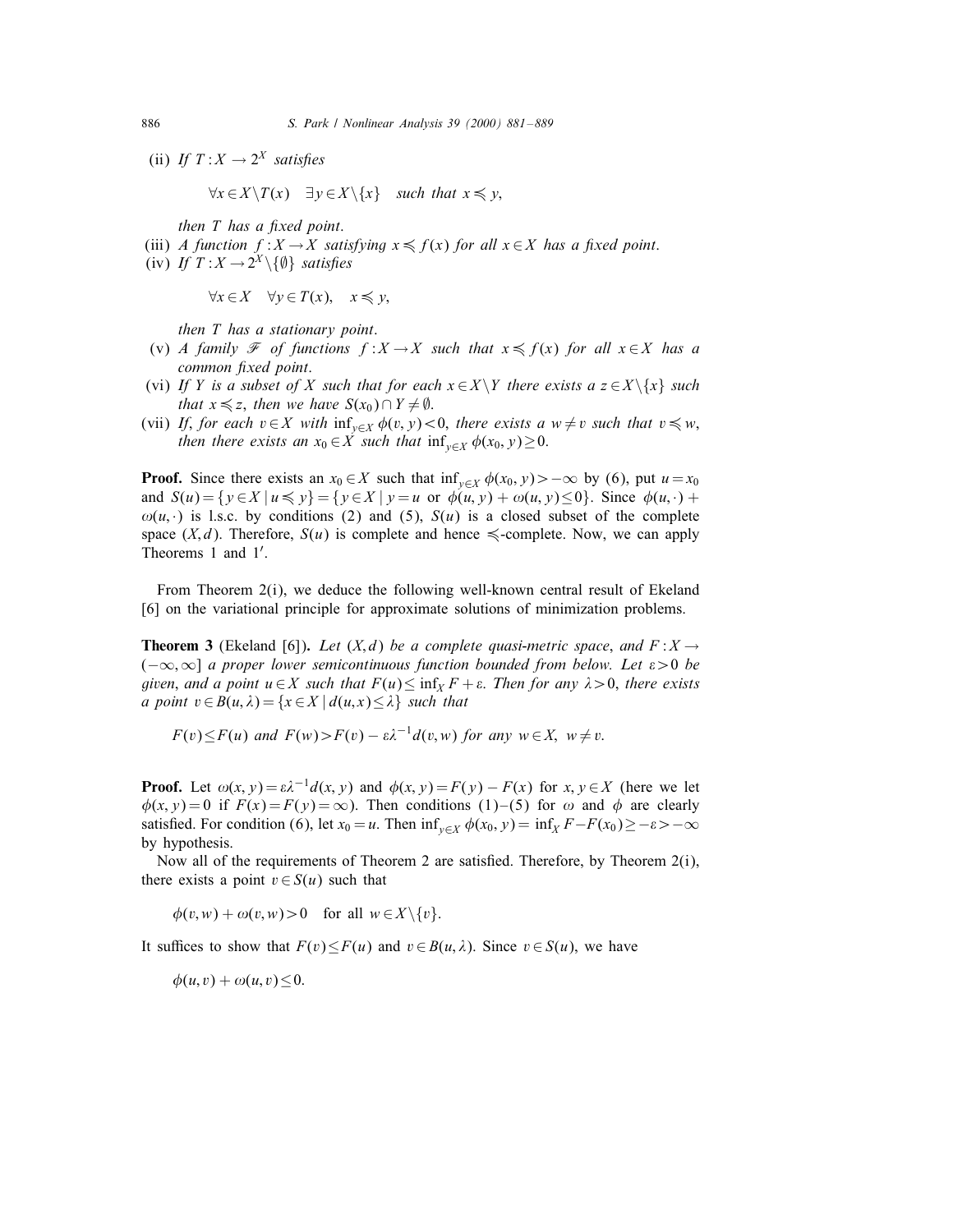(ii) *If* $T : X \to 2^X$ *satisfies*

$$\forall x \in X\backslash T(x) \quad \exists y \in X\backslash\{x\} \quad \text{such that } x \preccurlyeq y,$$

*then* $T$ *has a fixed point*.

(iii) *A function* $f : X \to X$ *satisfying* $x \preccurlyeq f(x)$ *for all* $x \in X$ *has a fixed point*.

(iv) *If* $T : X \to 2^X\backslash\{\emptyset\}$ *satisfies*

$$\forall x \in X \quad \forall y \in T(x), \quad x \preccurlyeq y,$$

*then* $T$ *has a stationary point*.

(v) *A family* $\mathscr{F}$ *of functions* $f : X \to X$ *such that* $x \preccurlyeq f(x)$ *for all* $x \in X$ *has a common fixed point*.

(vi) *If* $Y$ *is a subset of* $X$ *such that for each* $x \in X\backslash Y$ *there exists a* $z \in X\backslash\{x\}$ *such that* $x \preccurlyeq z$, *then we have* $S(x_0) \cap Y \neq \emptyset$.

(vii) *If, for each* $v \in X$ *with* $\inf_{y\in X} \phi(v, y) < 0$, *there exists a* $w \neq v$ *such that* $v \preccurlyeq w$, *then there exists an* $x_0 \in X$ *such that* $\inf_{y\in X} \phi(x_0, y) \geq 0$.

**Proof.** Since there exists an $x_0 \in X$ such that $\inf_{y\in X} \phi(x_0, y) > -\infty$ by (6), put $u = x_0$ and $S(u) = \{y \in X \mid u \preccurlyeq y\} = \{y \in X \mid y = u \text{ or } \phi(u, y) + \omega(u, y) \leq 0\}$. Since $\phi(u, \cdot) + \omega(u, \cdot)$ is l.s.c. by conditions (2) and (5), $S(u)$ is a closed subset of the complete space $(X, d)$. Therefore, $S(u)$ is complete and hence $\preccurlyeq$-complete. Now, we can apply Theorems 1 and 1′.

From Theorem 2(i), we deduce the following well-known central result of Ekeland [6] on the variational principle for approximate solutions of minimization problems.

**Theorem 3** (Ekeland [6]). *Let* $(X, d)$ *be a complete quasi-metric space, and* $F : X \to (-\infty, \infty]$ *a proper lower semicontinuous function bounded from below. Let* $\varepsilon > 0$ *be given, and a point* $u \in X$ *such that* $F(u) \leq \inf_X F + \varepsilon$. *Then for any* $\lambda > 0$, *there exists a point* $v \in B(u, \lambda) = \{x \in X \mid d(u, x) \leq \lambda\}$ *such that*

$$F(v) \leq F(u) \text{ and } F(w) > F(v) - \varepsilon\lambda^{-1}d(v, w) \text{ for any } w \in X, \; w \neq v.$$

**Proof.** Let $\omega(x, y) = \varepsilon\lambda^{-1}d(x, y)$ and $\phi(x, y) = F(y) - F(x)$ for $x, y \in X$ (here we let $\phi(x, y) = 0$ if $F(x) = F(y) = \infty$). Then conditions (1)–(5) for $\omega$ and $\phi$ are clearly satisfied. For condition (6), let $x_0 = u$. Then $\inf_{y\in X} \phi(x_0, y) = \inf_X F - F(x_0) \geq -\varepsilon > -\infty$ by hypothesis.

Now all of the requirements of Theorem 2 are satisfied. Therefore, by Theorem 2(i), there exists a point $v \in S(u)$ such that

$$\phi(v, w) + \omega(v, w) > 0 \quad \text{for all } w \in X\backslash\{v\}.$$

It suffices to show that $F(v) \leq F(u)$ and $v \in B(u, \lambda)$. Since $v \in S(u)$, we have

$$\phi(u, v) + \omega(u, v) \leq 0.$$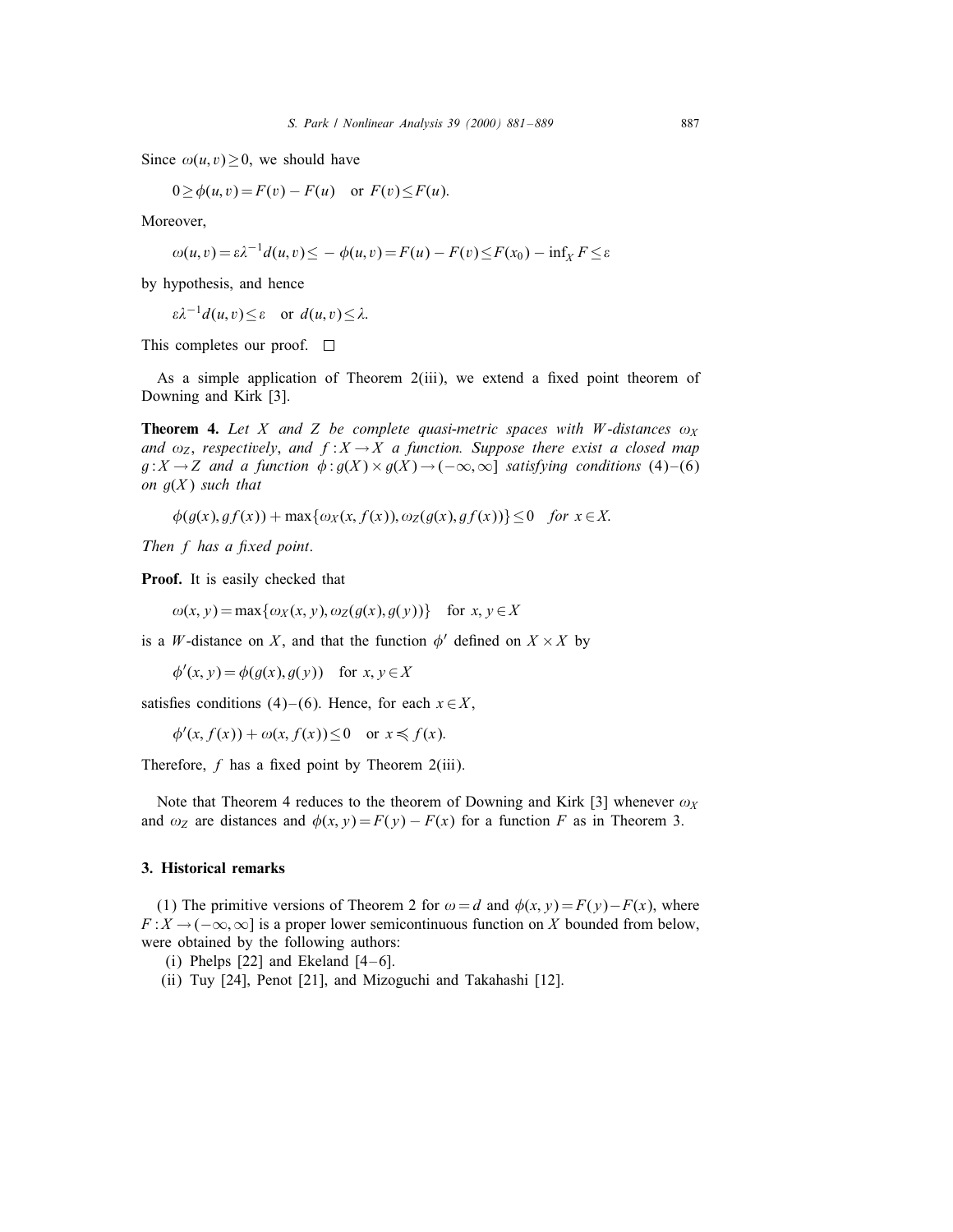Since $\omega(u, v) \geq 0$, we should have

$$0 \geq \phi(u, v) = F(v) - F(u) \quad \text{or } F(v) \leq F(u).$$

Moreover,

$$\omega(u, v) = \varepsilon\lambda^{-1} d(u, v) \leq -\phi(u, v) = F(u) - F(v) \leq F(x_0) - \inf_X F \leq \varepsilon$$

by hypothesis, and hence

$$\varepsilon\lambda^{-1} d(u, v) \leq \varepsilon \quad \text{or } d(u, v) \leq \lambda.$$

This completes our proof. □

As a simple application of Theorem 2(iii), we extend a fixed point theorem of Downing and Kirk [3].

**Theorem 4.** *Let $X$ and $Z$ be complete quasi-metric spaces with $W$-distances $\omega_X$ and $\omega_Z$, respectively, and $f : X \to X$ a function. Suppose there exist a closed map $g : X \to Z$ and a function $\phi : g(X) \times g(X) \to (-\infty, \infty]$ satisfying conditions (4)–(6) on $g(X)$ such that*

$$\phi(g(x), gf(x)) + \max\{\omega_X(x, f(x)), \omega_Z(g(x), gf(x))\} \leq 0 \quad \textit{for } x \in X.$$

*Then $f$ has a fixed point.*

**Proof.** It is easily checked that

$$\omega(x, y) = \max\{\omega_X(x, y), \omega_Z(g(x), g(y))\} \quad \text{for } x, y \in X$$

is a $W$-distance on $X$, and that the function $\phi'$ defined on $X \times X$ by

$$\phi'(x, y) = \phi(g(x), g(y)) \quad \text{for } x, y \in X$$

satisfies conditions (4)–(6). Hence, for each $x \in X$,

$$\phi'(x, f(x)) + \omega(x, f(x)) \leq 0 \quad \text{or } x \preccurlyeq f(x).$$

Therefore, $f$ has a fixed point by Theorem 2(iii).

Note that Theorem 4 reduces to the theorem of Downing and Kirk [3] whenever $\omega_X$ and $\omega_Z$ are distances and $\phi(x, y) = F(y) - F(x)$ for a function $F$ as in Theorem 3.

## 3. Historical remarks

(1) The primitive versions of Theorem 2 for $\omega = d$ and $\phi(x, y) = F(y) - F(x)$, where $F : X \to (-\infty, \infty]$ is a proper lower semicontinuous function on $X$ bounded from below, were obtained by the following authors:

(i) Phelps [22] and Ekeland [4–6].

(ii) Tuy [24], Penot [21], and Mizoguchi and Takahashi [12].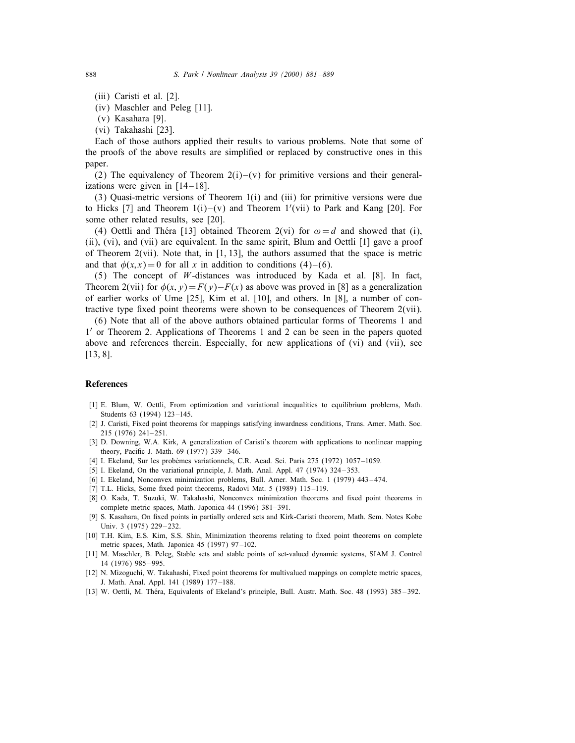(iii) Caristi et al. [2].

(iv) Maschler and Peleg [11].

(v) Kasahara [9].

(vi) Takahashi [23].

Each of those authors applied their results to various problems. Note that some of the proofs of the above results are simplified or replaced by constructive ones in this paper.

(2) The equivalency of Theorem 2(i)–(v) for primitive versions and their generalizations were given in [14–18].

(3) Quasi-metric versions of Theorem 1(i) and (iii) for primitive versions were due to Hicks [7] and Theorem 1(i)–(v) and Theorem 1′(vii) to Park and Kang [20]. For some other related results, see [20].

(4) Oettli and Théra [13] obtained Theorem 2(vi) for $\omega = d$ and showed that (i), (ii), (vi), and (vii) are equivalent. In the same spirit, Blum and Oettli [1] gave a proof of Theorem 2(vii). Note that, in [1, 13], the authors assumed that the space is metric and that $\phi(x,x) = 0$ for all $x$ in addition to conditions (4)–(6).

(5) The concept of $W$-distances was introduced by Kada et al. [8]. In fact, Theorem 2(vii) for $\phi(x, y) = F(y) - F(x)$ as above was proved in [8] as a generalization of earlier works of Ume [25], Kim et al. [10], and others. In [8], a number of contractive type fixed point theorems were shown to be consequences of Theorem 2(vii).

(6) Note that all of the above authors obtained particular forms of Theorems 1 and 1′ or Theorem 2. Applications of Theorems 1 and 2 can be seen in the papers quoted above and references therein. Especially, for new applications of (vi) and (vii), see [13, 8].

## References

[1] E. Blum, W. Oettli, From optimization and variational inequalities to equilibrium problems, Math. Students 63 (1994) 123–145.

[2] J. Caristi, Fixed point theorems for mappings satisfying inwardness conditions, Trans. Amer. Math. Soc. 215 (1976) 241–251.

[3] D. Downing, W.A. Kirk, A generalization of Caristi's theorem with applications to nonlinear mapping theory, Pacific J. Math. 69 (1977) 339–346.

[4] I. Ekeland, Sur les probèmes variationnels, C.R. Acad. Sci. Paris 275 (1972) 1057–1059.

[5] I. Ekeland, On the variational principle, J. Math. Anal. Appl. 47 (1974) 324–353.

[6] I. Ekeland, Nonconvex minimization problems, Bull. Amer. Math. Soc. 1 (1979) 443–474.

[7] T.L. Hicks, Some fixed point theorems, Radovi Mat. 5 (1989) 115–119.

[8] O. Kada, T. Suzuki, W. Takahashi, Nonconvex minimization theorems and fixed point theorems in complete metric spaces, Math. Japonica 44 (1996) 381–391.

[9] S. Kasahara, On fixed points in partially ordered sets and Kirk-Caristi theorem, Math. Sem. Notes Kobe Univ. 3 (1975) 229–232.

[10] T.H. Kim, E.S. Kim, S.S. Shin, Minimization theorems relating to fixed point theorems on complete metric spaces, Math. Japonica 45 (1997) 97–102.

[11] M. Maschler, B. Peleg, Stable sets and stable points of set-valued dynamic systems, SIAM J. Control 14 (1976) 985–995.

[12] N. Mizoguchi, W. Takahashi, Fixed point theorems for multivalued mappings on complete metric spaces, J. Math. Anal. Appl. 141 (1989) 177–188.

[13] W. Oettli, M. Théra, Equivalents of Ekeland's principle, Bull. Austr. Math. Soc. 48 (1993) 385–392.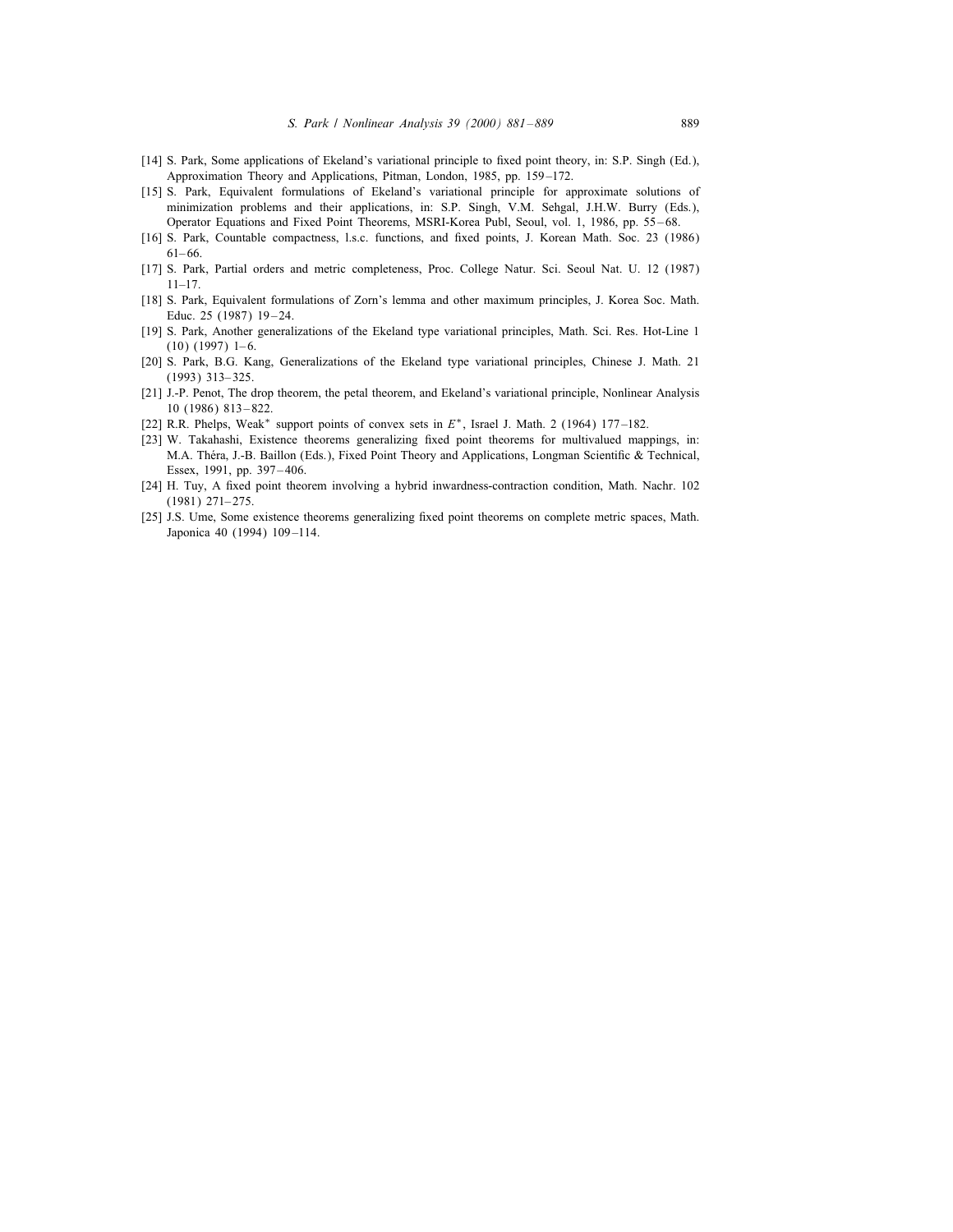[14] S. Park, Some applications of Ekeland's variational principle to fixed point theory, in: S.P. Singh (Ed.), Approximation Theory and Applications, Pitman, London, 1985, pp. 159–172.

[15] S. Park, Equivalent formulations of Ekeland's variational principle for approximate solutions of minimization problems and their applications, in: S.P. Singh, V.M. Sehgal, J.H.W. Burry (Eds.), Operator Equations and Fixed Point Theorems, MSRI-Korea Publ, Seoul, vol. 1, 1986, pp. 55–68.

[16] S. Park, Countable compactness, l.s.c. functions, and fixed points, J. Korean Math. Soc. 23 (1986) 61–66.

[17] S. Park, Partial orders and metric completeness, Proc. College Natur. Sci. Seoul Nat. U. 12 (1987) 11–17.

[18] S. Park, Equivalent formulations of Zorn's lemma and other maximum principles, J. Korea Soc. Math. Educ. 25 (1987) 19–24.

[19] S. Park, Another generalizations of the Ekeland type variational principles, Math. Sci. Res. Hot-Line 1 (10) (1997) 1–6.

[20] S. Park, B.G. Kang, Generalizations of the Ekeland type variational principles, Chinese J. Math. 21 (1993) 313–325.

[21] J.-P. Penot, The drop theorem, the petal theorem, and Ekeland's variational principle, Nonlinear Analysis 10 (1986) 813–822.

[22] R.R. Phelps, Weak* support points of convex sets in $E^*$, Israel J. Math. 2 (1964) 177–182.

[23] W. Takahashi, Existence theorems generalizing fixed point theorems for multivalued mappings, in: M.A. Théra, J.-B. Baillon (Eds.), Fixed Point Theory and Applications, Longman Scientific & Technical, Essex, 1991, pp. 397–406.

[24] H. Tuy, A fixed point theorem involving a hybrid inwardness-contraction condition, Math. Nachr. 102 (1981) 271–275.

[25] J.S. Ume, Some existence theorems generalizing fixed point theorems on complete metric spaces, Math. Japonica 40 (1994) 109–114.